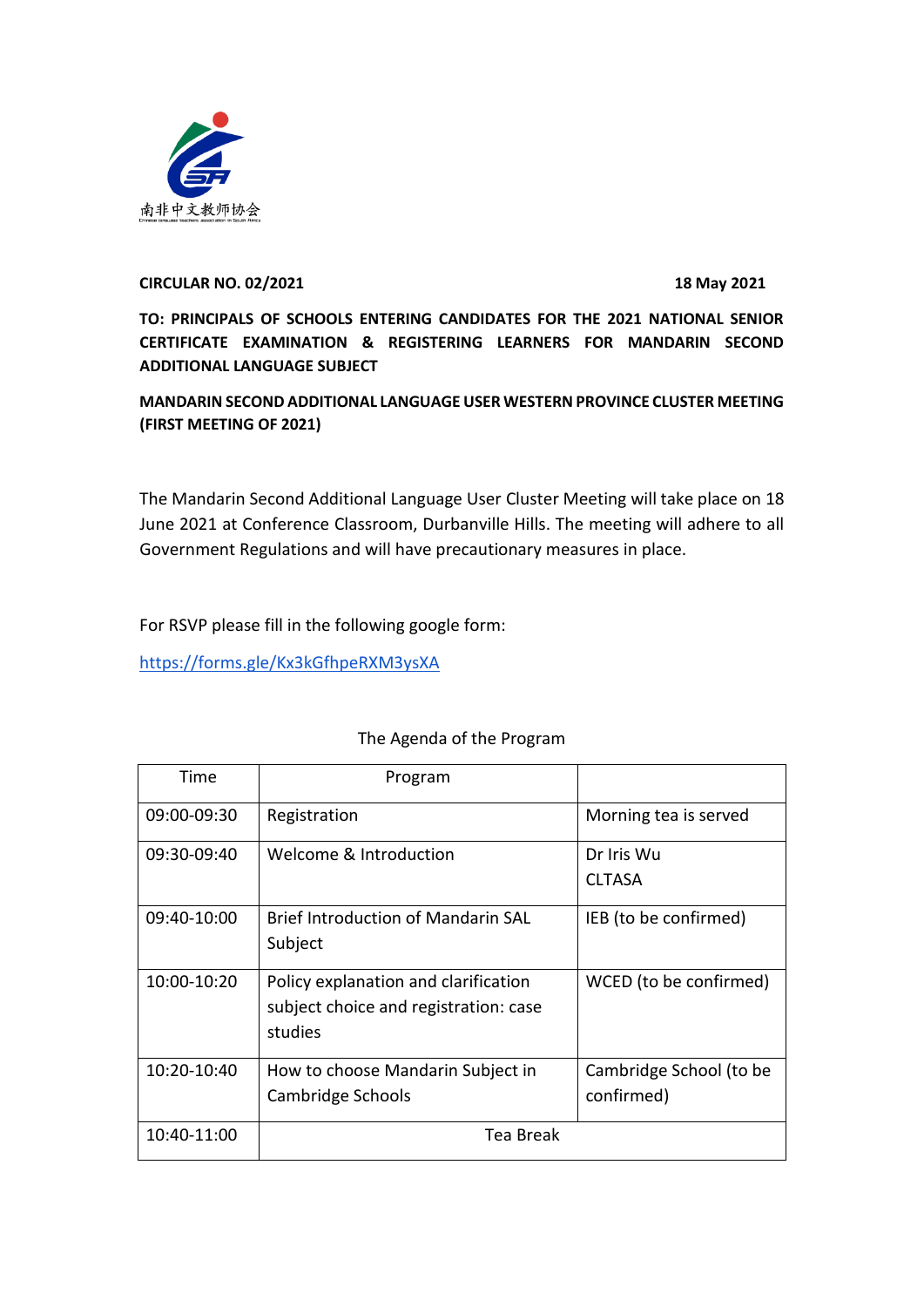南非中文教师协会

Chinese language teachers association in South Africa

**CIRCULAR NO. 02/2021** **18 May 2021**

**TO: PRINCIPALS OF SCHOOLS ENTERING CANDIDATES FOR THE 2021 NATIONAL SENIOR CERTIFICATE EXAMINATION & REGISTERING LEARNERS FOR MANDARIN SECOND ADDITIONAL LANGUAGE SUBJECT**

**MANDARIN SECOND ADDITIONAL LANGUAGE USER WESTERN PROVINCE CLUSTER MEETING (FIRST MEETING OF 2021)**

The Mandarin Second Additional Language User Cluster Meeting will take place on 18 June 2021 at Conference Classroom, Durbanville Hills. The meeting will adhere to all Government Regulations and will have precautionary measures in place.

For RSVP please fill in the following google form:

https://forms.gle/Kx3kGfhpeRXM3ysXA

The Agenda of the Program

| Time | Program | |
|---|---|---|
| 09:00-09:30 | Registration | Morning tea is served |
| 09:30-09:40 | Welcome & Introduction | Dr Iris Wu<br>CLTASA |
| 09:40-10:00 | Brief Introduction of Mandarin SAL Subject | IEB (to be confirmed) |
| 10:00-10:20 | Policy explanation and clarification subject choice and registration: case studies | WCED (to be confirmed) |
| 10:20-10:40 | How to choose Mandarin Subject in Cambridge Schools | Cambridge School (to be confirmed) |
| 10:40-11:00 | Tea Break | |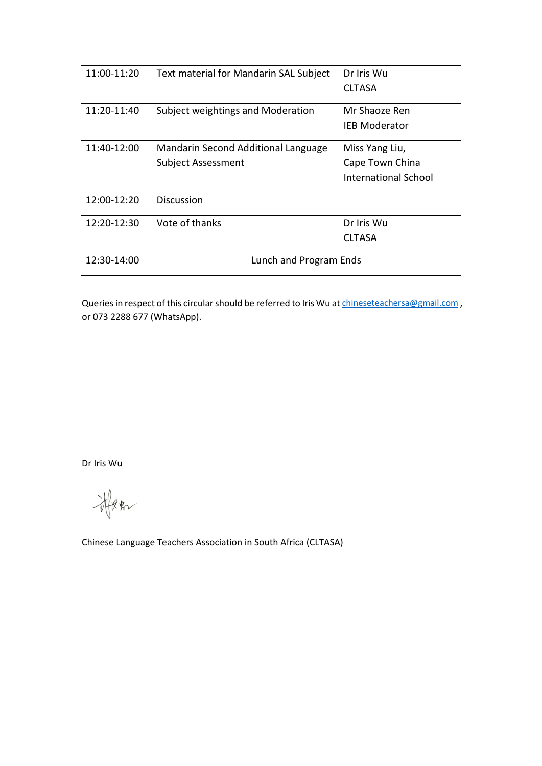| | | |
|---|---|---|
| 11:00-11:20 | Text material for Mandarin SAL Subject | Dr Iris Wu<br>CLTASA |
| 11:20-11:40 | Subject weightings and Moderation | Mr Shaoze Ren<br>IEB Moderator |
| 11:40-12:00 | Mandarin Second Additional Language Subject Assessment | Miss Yang Liu,<br>Cape Town China International School |
| 12:00-12:20 | Discussion | |
| 12:20-12:30 | Vote of thanks | Dr Iris Wu<br>CLTASA |
| 12:30-14:00 | Lunch and Program Ends | |

Queries in respect of this circular should be referred to Iris Wu at chineseteachersa@gmail.com , or 073 2288 677 (WhatsApp).

Dr Iris Wu

Chinese Language Teachers Association in South Africa (CLTASA)